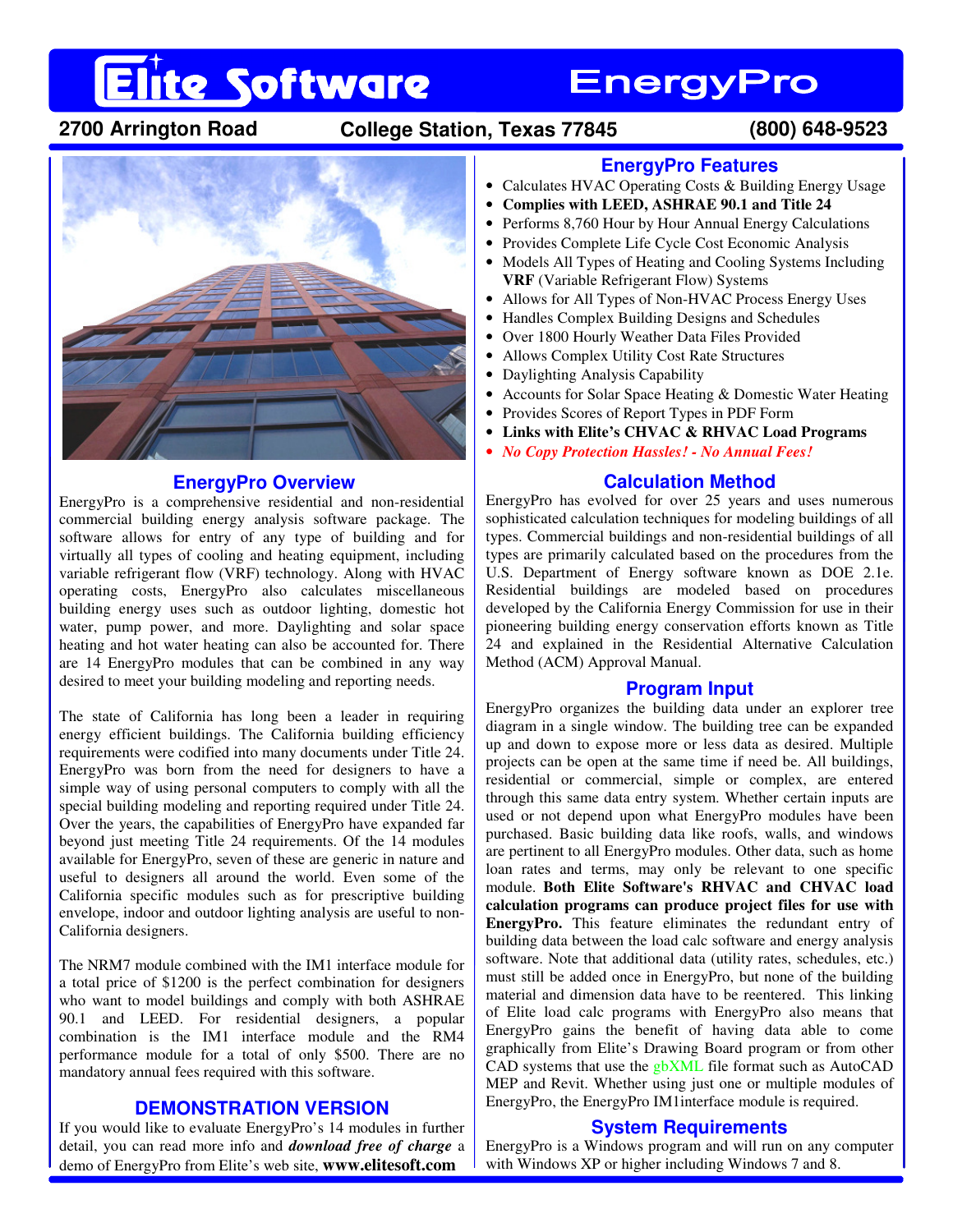# Elite Software EnergyPro

**2700 Arrington Road College Station, Texas 77845 (800) 648-9523**

## EnergyPro Features

- Calculates HVAC Operating Costs & Building Energy Usage
- **Complies with LEED, ASHRAE 90.1 and Title 24**
- Performs 8,760 Hour by Hour Annual Energy Calculations
- Provides Complete Life Cycle Cost Economic Analysis
- Models All Types of Heating and Cooling Systems Including **VRF** (Variable Refrigerant Flow) Systems
- Allows for All Types of Non-HVAC Process Energy Uses
- Handles Complex Building Designs and Schedules
- Over 1800 Hourly Weather Data Files Provided
- Allows Complex Utility Cost Rate Structures
- Daylighting Analysis Capability
- Accounts for Solar Space Heating & Domestic Water Heating
- Provides Scores of Report Types in PDF Form
- **Links with Elite's CHVAC & RHVAC Load Programs**
- ***No Copy Protection Hassles! - No Annual Fees!***

## EnergyPro Overview

EnergyPro is a comprehensive residential and non-residential commercial building energy analysis software package. The software allows for entry of any type of building and for virtually all types of cooling and heating equipment, including variable refrigerant flow (VRF) technology. Along with HVAC operating costs, EnergyPro also calculates miscellaneous building energy uses such as outdoor lighting, domestic hot water, pump power, and more. Daylighting and solar space heating and hot water heating can also be accounted for. There are 14 EnergyPro modules that can be combined in any way desired to meet your building modeling and reporting needs.

The state of California has long been a leader in requiring energy efficient buildings. The California building efficiency requirements were codified into many documents under Title 24. EnergyPro was born from the need for designers to have a simple way of using personal computers to comply with all the special building modeling and reporting required under Title 24. Over the years, the capabilities of EnergyPro have expanded far beyond just meeting Title 24 requirements. Of the 14 modules available for EnergyPro, seven of these are generic in nature and useful to designers all around the world. Even some of the California specific modules such as for prescriptive building envelope, indoor and outdoor lighting analysis are useful to non-California designers.

The NRM7 module combined with the IM1 interface module for a total price of $1200 is the perfect combination for designers who want to model buildings and comply with both ASHRAE 90.1 and LEED. For residential designers, a popular combination is the IM1 interface module and the RM4 performance module for a total of only $500. There are no mandatory annual fees required with this software.

## DEMONSTRATION VERSION

If you would like to evaluate EnergyPro's 14 modules in further detail, you can read more info and ***download free of charge*** a demo of EnergyPro from Elite's web site, **www.elitesoft.com**

## Calculation Method

EnergyPro has evolved for over 25 years and uses numerous sophisticated calculation techniques for modeling buildings of all types. Commercial buildings and non-residential buildings of all types are primarily calculated based on the procedures from the U.S. Department of Energy software known as DOE 2.1e. Residential buildings are modeled based on procedures developed by the California Energy Commission for use in their pioneering building energy conservation efforts known as Title 24 and explained in the Residential Alternative Calculation Method (ACM) Approval Manual.

## Program Input

EnergyPro organizes the building data under an explorer tree diagram in a single window. The building tree can be expanded up and down to expose more or less data as desired. Multiple projects can be open at the same time if need be. All buildings, residential or commercial, simple or complex, are entered through this same data entry system. Whether certain inputs are used or not depend upon what EnergyPro modules have been purchased. Basic building data like roofs, walls, and windows are pertinent to all EnergyPro modules. Other data, such as home loan rates and terms, may only be relevant to one specific module. **Both Elite Software's RHVAC and CHVAC load calculation programs can produce project files for use with EnergyPro.** This feature eliminates the redundant entry of building data between the load calc software and energy analysis software. Note that additional data (utility rates, schedules, etc.) must still be added once in EnergyPro, but none of the building material and dimension data have to be reentered. This linking of Elite load calc programs with EnergyPro also means that EnergyPro gains the benefit of having data able to come graphically from Elite's Drawing Board program or from other CAD systems that use the gbXML file format such as AutoCAD MEP and Revit. Whether using just one or multiple modules of EnergyPro, the EnergyPro IM1interface module is required.

## System Requirements

EnergyPro is a Windows program and will run on any computer with Windows XP or higher including Windows 7 and 8.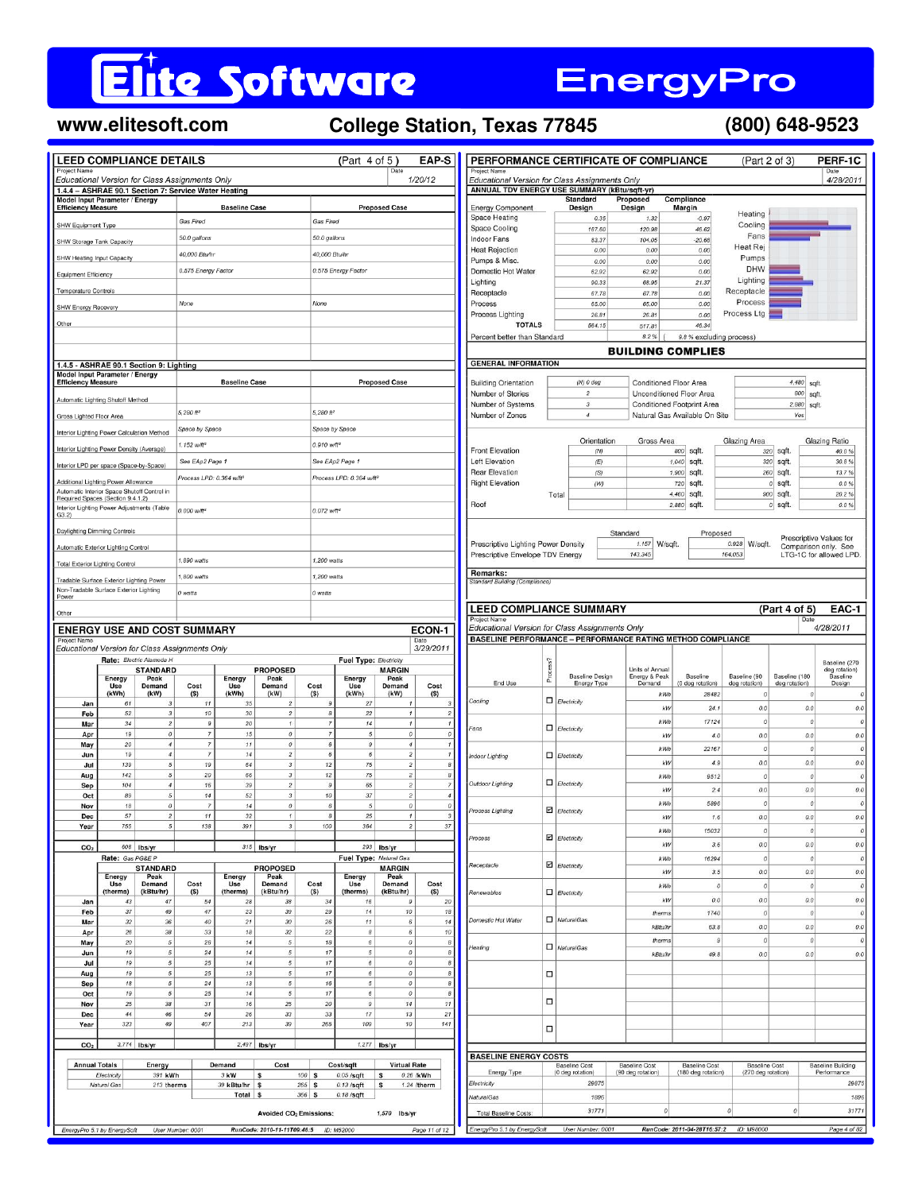# Elite Software — EnergyPro

www.elitesoft.com — College Station, Texas 77845 — (800) 648-9523

## LEED COMPLIANCE DETAILS (Part 4 of 5) EAP-S

Project Name: Educational Version for Class Assignments Only — Date: 1/20/12

### 1.4.4 – ASHRAE 90.1 Section 7: Service Water Heating

| Model Input Parameter / Energy Efficiency Measure | Baseline Case | Proposed Case |
|---|---|---|
| SHW Equipment Type | Gas Fired | Gas Fired |
| SHW Storage Tank Capacity | 50.0 gallons | 50.0 gallons |
| SHW Heating Input Capacity | 40,000 Btu/hr | 40,000 Btu/hr |
| Equipment Efficiency | 0.575 Energy Factor | 0.575 Energy Factor |
| Temperature Controls | | |
| SHW Energy Recovery | None | None |
| Other | | |

### 1.4.5 – ASHRAE 90.1 Section 9: Lighting

| Model Input Parameter / Energy Efficiency Measure | Baseline Case | Proposed Case |
|---|---|---|
| Automatic Lighting Shutoff Method | | |
| Gross Lighted Floor Area | 5,280 ft² | 5,280 ft² |
| Interior Lighting Power Calculation Method | Space by Space | Space by Space |
| Interior Lighting Power Density (Average) | 1.152 w/ft² | 0.910 w/ft² |
| Interior LPD per space (Space-by-Space) | See EAp2 Page 1 | See EAp2 Page 1 |
| Additional Lighting Power Allowance | Process LPD: 0.354 w/ft² | Process LPD: 0.354 w/ft² |
| Automatic Interior Space Shutoff Control in Required Spaces (Section 9.4.1.2) | | |
| Interior Lighting Power Adjustments (Table G3.2) | 0.000 w/ft² | 0.072 w/ft² |
| Daylighting Dimming Controls | | |
| Automatic Exterior Lighting Control | | |
| Total Exterior Lighting Control | 1,890 watts | 1,200 watts |
| Tradable Surface Exterior Lighting Power | 1,800 watts | 1,200 watts |
| Non-Tradable Surface Exterior Lighting Power | 0 watts | 0 watts |
| Other | | |

## ENERGY USE AND COST SUMMARY ECON-1

Project Name: Educational Version for Class Assignments Only — Date: 3/29/2011

Rate: Electric Alameda H — Fuel Type: Electricity

| | STANDARD Energy Use (kWh) | STANDARD Peak Demand (kW) | STANDARD Cost ($) | PROPOSED Energy Use (kWh) | PROPOSED Peak Demand (kW) | PROPOSED Cost ($) | MARGIN Energy Use (kWh) | MARGIN Peak Demand (kW) | MARGIN Cost ($) |
|---|---|---|---|---|---|---|---|---|---|
| Jan | 61 | 3 | 11 | 35 | 2 | 9 | 27 | 1 | 3 |
| Feb | 52 | 3 | 10 | 30 | 2 | 8 | 22 | 1 | 2 |
| Mar | 34 | 2 | 9 | 20 | 1 | 7 | 14 | 1 | 1 |
| Apr | 19 | 0 | 7 | 15 | 0 | 7 | 5 | 0 | 0 |
| May | 20 | 4 | 7 | 11 | 0 | 6 | 9 | 4 | 1 |
| Jun | 19 | 4 | 7 | 14 | 2 | 6 | 5 | 2 | 1 |
| Jul | 139 | 5 | 19 | 64 | 3 | 12 | 75 | 2 | 8 |
| Aug | 142 | 5 | 20 | 66 | 3 | 12 | 75 | 2 | 8 |
| Sep | 104 | 4 | 15 | 39 | 2 | 9 | 65 | 2 | 7 |
| Oct | 89 | 5 | 14 | 52 | 3 | 10 | 37 | 2 | 4 |
| Nov | 18 | 0 | 7 | 14 | 0 | 6 | 5 | 0 | 0 |
| Dec | 57 | 2 | 11 | 32 | 1 | 8 | 25 | 1 | 3 |
| Year | 755 | 5 | 138 | 391 | 3 | 100 | 364 | 2 | 37 |
| $CO_2$ | 608 lbs/yr | | | 315 lbs/yr | | | 293 lbs/yr | | |

Rate: Gas PG&E P — Fuel Type: Natural Gas

| | STANDARD Energy Use (therms) | STANDARD Peak Demand (kBtu/hr) | STANDARD Cost ($) | PROPOSED Energy Use (therms) | PROPOSED Peak Demand (kBtu/hr) | PROPOSED Cost ($) | MARGIN Energy Use (therms) | MARGIN Peak Demand (kBtu/hr) | MARGIN Cost ($) |
|---|---|---|---|---|---|---|---|---|---|
| Jan | 43 | 47 | 54 | 28 | 38 | 34 | 16 | 9 | 20 |
| Feb | 37 | 49 | 47 | 23 | 39 | 29 | 14 | 10 | 18 |
| Mar | 32 | 36 | 40 | 21 | 30 | 26 | 11 | 6 | 14 |
| Apr | 26 | 38 | 33 | 18 | 32 | 22 | 8 | 6 | 10 |
| May | 20 | 5 | 26 | 14 | 5 | 18 | 6 | 0 | 8 |
| Jun | 19 | 5 | 24 | 14 | 5 | 17 | 5 | 0 | 8 |
| Jul | 19 | 5 | 25 | 14 | 5 | 17 | 6 | 0 | 8 |
| Aug | 19 | 5 | 25 | 13 | 5 | 17 | 6 | 0 | 8 |
| Sep | 18 | 5 | 24 | 13 | 5 | 16 | 5 | 0 | 8 |
| Oct | 19 | 5 | 25 | 14 | 5 | 17 | 6 | 0 | 8 |
| Nov | 25 | 38 | 31 | 16 | 25 | 20 | 9 | 14 | 11 |
| Dec | 44 | 46 | 54 | 26 | 33 | 33 | 17 | 13 | 21 |
| Year | 323 | 49 | 407 | 213 | 39 | 265 | 109 | 10 | 141 |
| $CO_2$ | 3,774 lbs/yr | | | 2,497 lbs/yr | | | 1,277 lbs/yr | | |

| Annual Totals | Energy | Demand | Cost | Cost/sqft | Virtual Rate |
|---|---|---|---|---|---|
| Electricity | 391 kWh | 3 kW | $ 100 | $ 0.05 /sqft | $ 0.26 /kWh |
| Natural Gas | 213 therms | 39 kBtu/hr | $ 265 | $ 0.13 /sqft | $ 1.24 /therm |
| | | Total | $ 365 | $ 0.18 /sqft | |

Avoided $CO_2$ Emissions: 1,570 lbs/yr

EnergyPro 5.1 by EnergySoft — User Number: 0001 — RunCode: 2010-11-11T09:46:5 — ID: M52000 — Page 11 of 12

## PERFORMANCE CERTIFICATE OF COMPLIANCE (Part 2 of 3) PERF-1C

Project Name: Educational Version for Class Assignments Only — Date: 4/28/2011

### ANNUAL TDV ENERGY USE SUMMARY (kBtu/sqft-yr)

| Energy Component | Standard Design | Proposed Design | Compliance Margin |
|---|---|---|---|
| Space Heating | 0.35 | 1.32 | -0.97 |
| Space Cooling | 167.60 | 120.98 | 46.62 |
| Indoor Fans | 83.37 | 104.05 | -20.68 |
| Heat Rejection | 0.00 | 0.00 | 0.00 |
| Pumps & Misc. | 0.00 | 0.00 | 0.00 |
| Domestic Hot Water | 62.92 | 62.92 | 0.00 |
| Lighting | 90.33 | 68.95 | 21.37 |
| Receptacle | 67.78 | 67.78 | 0.00 |
| Process | 65.00 | 65.00 | 0.00 |
| Process Lighting | 26.81 | 26.81 | 0.00 |
| TOTALS | 564.15 | 517.81 | 46.34 |

Percent better than Standard: 8.2 % — 9.8 % excluding process)

Heating
Cooling
Fans
Heat Rej
Pumps
DHW
Lighting
Receptacle
Process
Process Ltg

**BUILDING COMPLIES**

### GENERAL INFORMATION

| | | | |
|---|---|---|---|
| Building Orientation | (N) 0 deg | Conditioned Floor Area | 4,480 sqft. |
| Number of Stories | 2 | Unconditioned Floor Area | 800 sqft. |
| Number of Systems | 3 | Conditioned Footprint Area | 2,880 sqft. |
| Number of Zones | 4 | Natural Gas Available On Site | Yes |

| | Orientation | Gross Area | Glazing Area | Glazing Ratio |
|---|---|---|---|---|
| Front Elevation | (N) | 800 sqft. | 320 sqft. | 40.0 % |
| Left Elevation | (E) | 1,040 sqft. | 320 sqft. | 30.8 % |
| Rear Elevation | (S) | 1,900 sqft. | 260 sqft. | 13.7 % |
| Right Elevation | (W) | 720 sqft. | 0 sqft. | 0.0 % |
| Total | | 4,460 sqft. | 900 sqft. | 20.2 % |
| Roof | | 2,880 sqft. | 0 sqft. | 0.0 % |

| | Standard | Proposed |
|---|---|---|
| Prescriptive Lighting Power Density | 1.157 W/sqft. | 0.928 W/sqft. |
| Prescriptive Envelope TDV Energy | 143,345 | 164,053 |

Prescriptive Values for Comparison only. See LTG-1C for allowed LPD.

**Remarks:** Standard Building (Compliance)

## LEED COMPLIANCE SUMMARY (Part 4 of 5) EAC-1

Project Name: Educational Version for Class Assignments Only — Date: 4/28/2011

### BASELINE PERFORMANCE – PERFORMANCE RATING METHOD COMPLIANCE

| End Use | Process? | Baseline Design Energy Type | Units of Annual Energy & Peak Demand | Baseline (0 deg rotation) | Baseline (90 deg rotation) | Baseline (180 deg rotation) | Baseline (270 deg rotation) Baseline Design |
|---|---|---|---|---|---|---|---|
| Cooling | ☐ | Electricity | kWh | 28482 | 0 | 0 | 0 |
| | | | kW | 24.1 | 0.0 | 0.0 | 0.0 |
| Fans | ☐ | Electricity | kWh | 17124 | 0 | 0 | 0 |
| | | | kW | 4.0 | 0.0 | 0.0 | 0.0 |
| Indoor Lighting | ☐ | Electricity | kWh | 22167 | 0 | 0 | 0 |
| | | | kW | 4.9 | 0.0 | 0.0 | 0.0 |
| Outdoor Lighting | ☐ | Electricity | kWh | 9512 | 0 | 0 | 0 |
| | | | kW | 2.4 | 0.0 | 0.0 | 0.0 |
| Process Lighting | ☑ | Electricity | kWh | 5896 | 0 | 0 | 0 |
| | | | kW | 1.6 | 0.0 | 0.0 | 0.0 |
| Process | ☑ | Electricity | kWh | 15032 | 0 | 0 | 0 |
| | | | kW | 3.6 | 0.0 | 0.0 | 0.0 |
| Receptacle | ☑ | Electricity | kWh | 16294 | 0 | 0 | 0 |
| | | | kW | 3.5 | 0.0 | 0.0 | 0.0 |
| Renewables | ☐ | Electricity | kWh | 0 | 0 | 0 | 0 |
| | | | kW | 0.0 | 0.0 | 0.0 | 0.0 |
| Domestic Hot Water | ☐ | NaturalGas | therms | 1740 | 0 | 0 | 0 |
| | | | kBtu/hr | 53.8 | 0.0 | 0.0 | 0.0 |
| Heating | ☐ | NaturalGas | therms | 9 | 0 | 0 | 0 |
| | | | kBtu/hr | 49.8 | 0.0 | 0.0 | 0.0 |
| | ☐ | | | | | | |
| | ☐ | | | | | | |
| | ☐ | | | | | | |

### BASELINE ENERGY COSTS

| Energy Type | Baseline Cost (0 deg rotation) | Baseline Cost (90 deg rotation) | Baseline Cost (180 deg rotation) | Baseline Cost (270 deg rotation) | Baseline Building Performance |
|---|---|---|---|---|---|
| Electricity | 29875 | | | | 29875 |
| NaturalGas | 1896 | | | | 1896 |
| Total Baseline Costs: | 31771 | 0 | 0 | 0 | 31771 |

EnergyPro 5.1 by EnergySoft — User Number: 0001 — RunCode: 2011-04-28T15:37:2 — ID: M58000 — Page 4 of 82